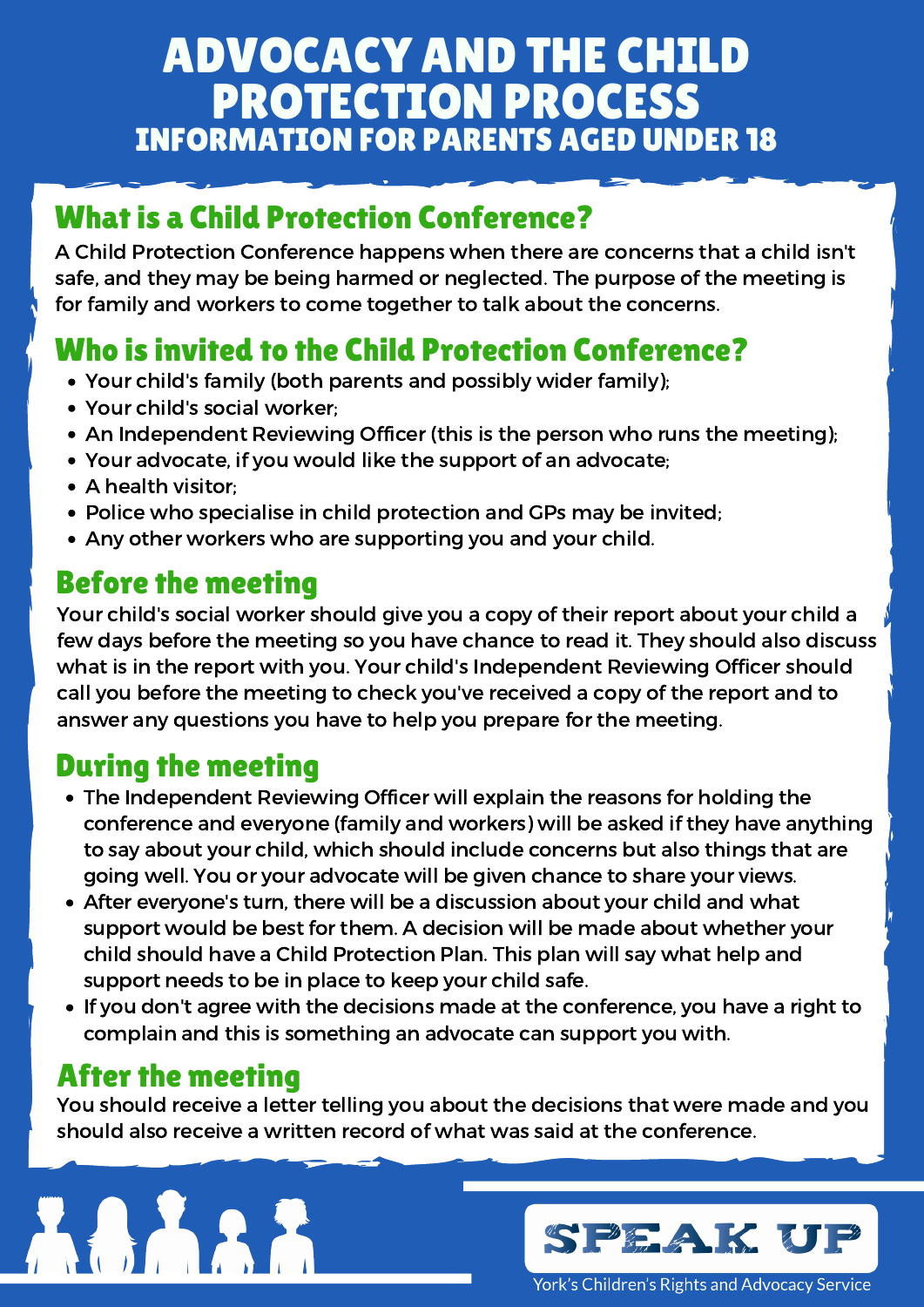# ADVOCACY AND THE CHILD PROTECTION PROCESS

## INFORMATION FOR PARENTS AGED UNDER 18

## What is a Child Protection Conference?

A Child Protection Conference happens when there are concerns that a child isn't safe, and they may be being harmed or neglected. The purpose of the meeting is for family and workers to come together to talk about the concerns.

## Who is invited to the Child Protection Conference?

- Your child's family (both parents and possibly wider family);
- Your child's social worker;
- An Independent Reviewing Officer (this is the person who runs the meeting);
- Your advocate, if you would like the support of an advocate;
- A health visitor;
- Police who specialise in child protection and GPs may be invited;
- Any other workers who are supporting you and your child.

## Before the meeting

Your child's social worker should give you a copy of their report about your child a few days before the meeting so you have chance to read it. They should also discuss what is in the report with you. Your child's Independent Reviewing Officer should call you before the meeting to check you've received a copy of the report and to answer any questions you have to help you prepare for the meeting.

## During the meeting

- The Independent Reviewing Officer will explain the reasons for holding the conference and everyone (family and workers) will be asked if they have anything to say about your child, which should include concerns but also things that are going well. You or your advocate will be given chance to share your views.
- After everyone's turn, there will be a discussion about your child and what support would be best for them. A decision will be made about whether your child should have a Child Protection Plan. This plan will say what help and support needs to be in place to keep your child safe.
- If you don't agree with the decisions made at the conference, you have a right to complain and this is something an advocate can support you with.

## After the meeting

You should receive a letter telling you about the decisions that were made and you should also receive a written record of what was said at the conference.

SPEAK UP

York's Children's Rights and Advocacy Service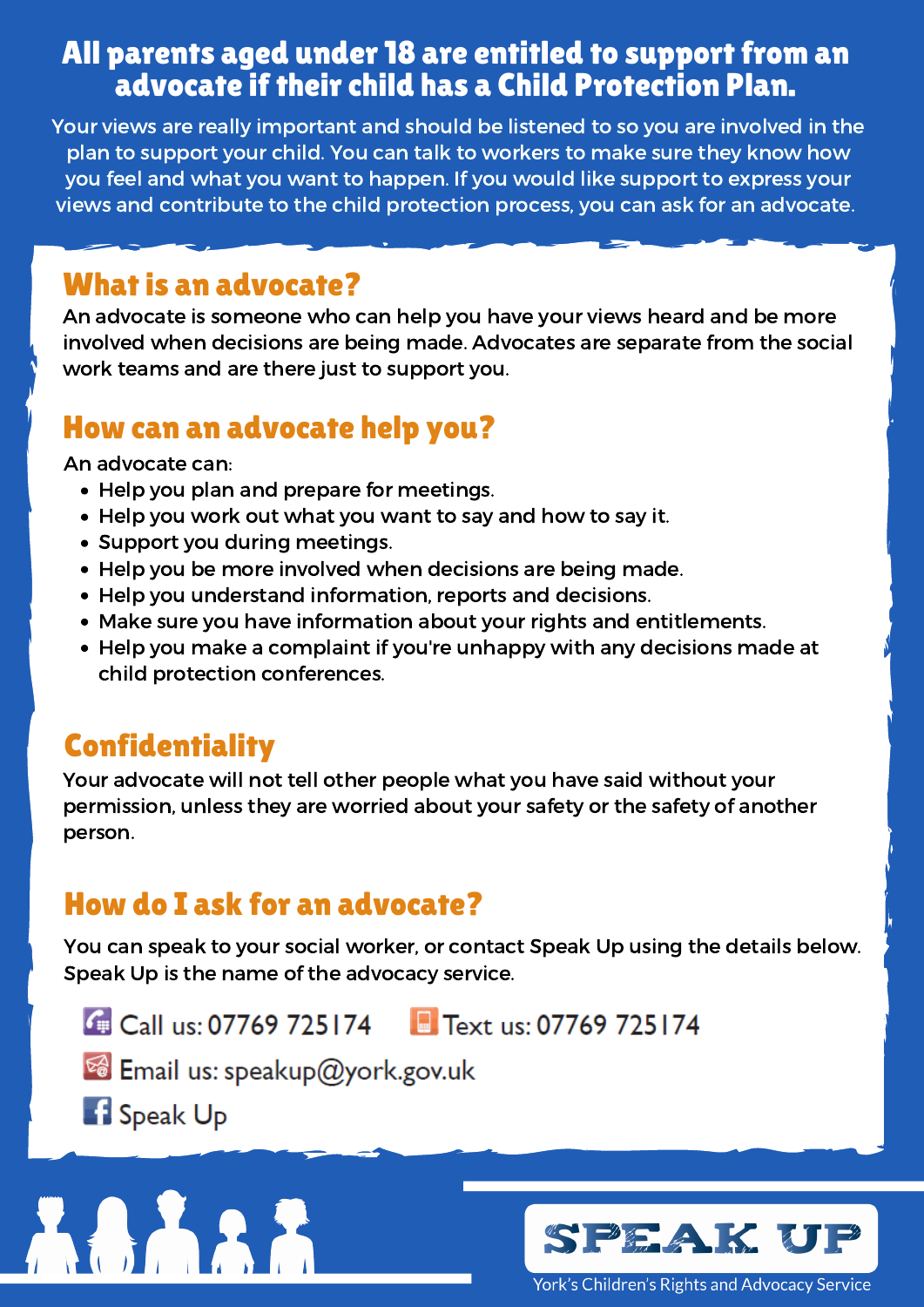# All parents aged under 18 are entitled to support from an advocate if their child has a Child Protection Plan.

Your views are really important and should be listened to so you are involved in the plan to support your child. You can talk to workers to make sure they know how you feel and what you want to happen. If you would like support to express your views and contribute to the child protection process, you can ask for an advocate.

## What is an advocate?

An advocate is someone who can help you have your views heard and be more involved when decisions are being made. Advocates are separate from the social work teams and are there just to support you.

## How can an advocate help you?

An advocate can:

- Help you plan and prepare for meetings.
- Help you work out what you want to say and how to say it.
- Support you during meetings.
- Help you be more involved when decisions are being made.
- Help you understand information, reports and decisions.
- Make sure you have information about your rights and entitlements.
- Help you make a complaint if you're unhappy with any decisions made at child protection conferences.

## Confidentiality

Your advocate will not tell other people what you have said without your permission, unless they are worried about your safety or the safety of another person.

## How do I ask for an advocate?

You can speak to your social worker, or contact Speak Up using the details below. Speak Up is the name of the advocacy service.

Call us: 07769 725174 Text us: 07769 725174

Email us: speakup@york.gov.uk

Speak Up

SPEAK UP

York's Children's Rights and Advocacy Service